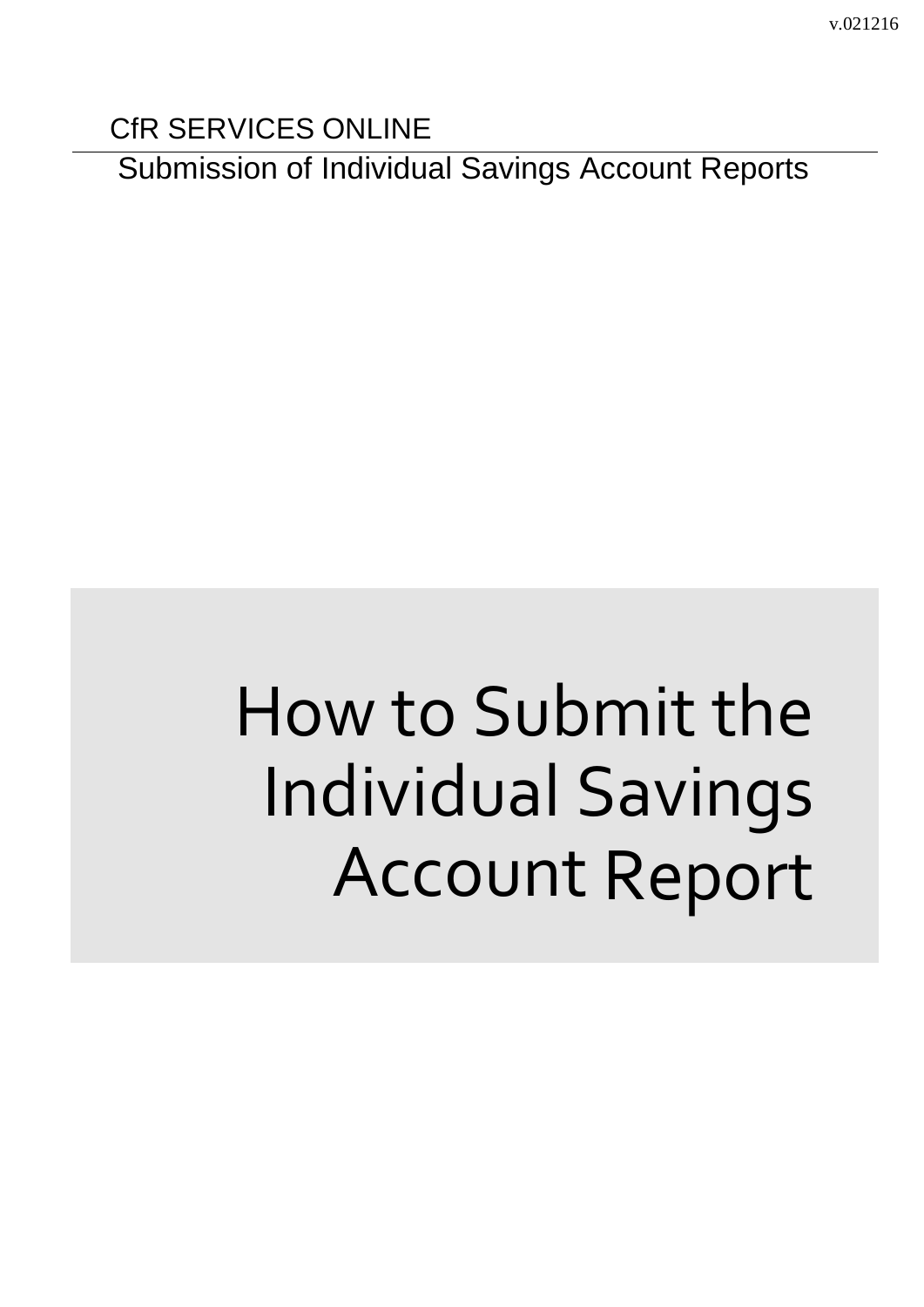v.021216

CfR SERVICES ONLINE

Submission of Individual Savings Account Reports

# How to Submit the Individual Savings Account Report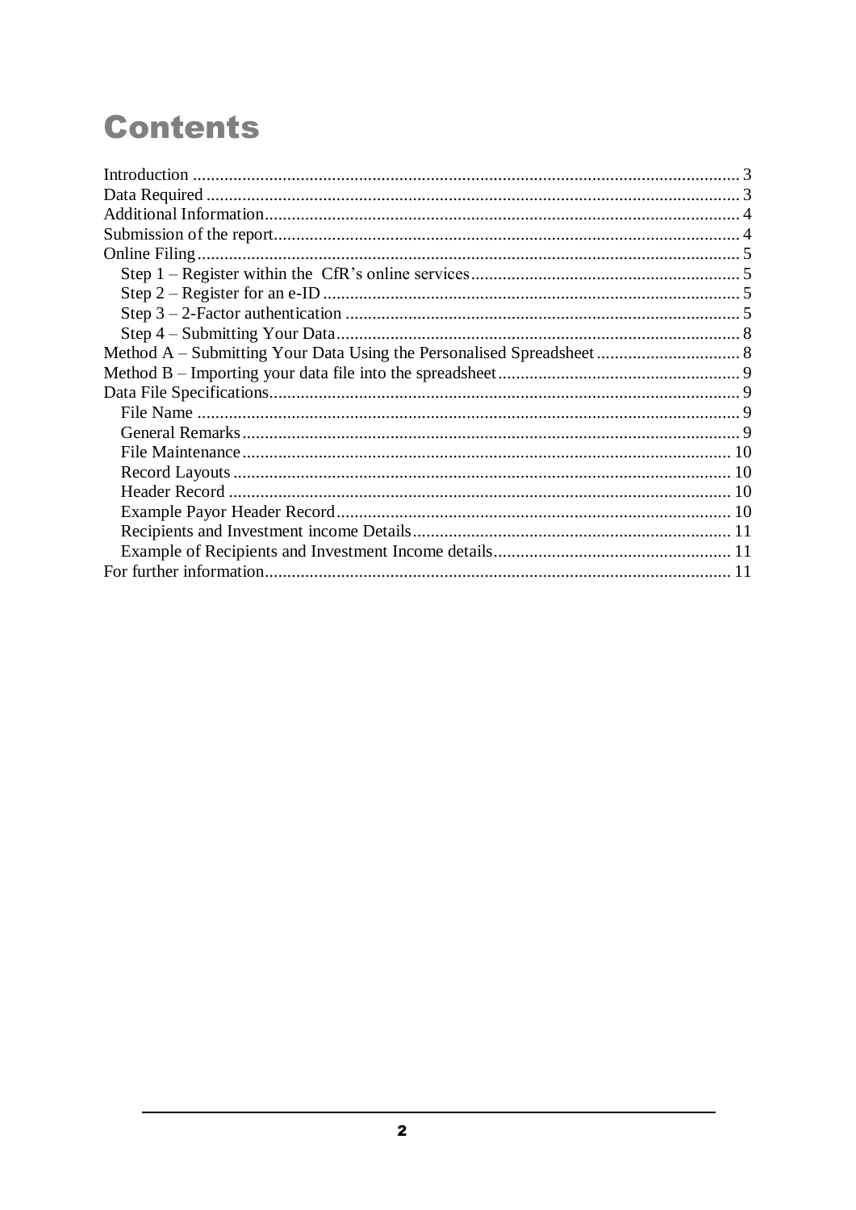# Contents

- Introduction ... 3
- Data Required ... 3
- Additional Information ... 4
- Submission of the report ... 4
- Online Filing ... 5
  - Step 1 – Register within the CfR's online services ... 5
  - Step 2 – Register for an e-ID ... 5
  - Step 3 – 2-Factor authentication ... 5
  - Step 4 – Submitting Your Data ... 8
- Method A – Submitting Your Data Using the Personalised Spreadsheet ... 8
- Method B – Importing your data file into the spreadsheet ... 9
- Data File Specifications ... 9
  - File Name ... 9
  - General Remarks ... 9
  - File Maintenance ... 10
  - Record Layouts ... 10
  - Header Record ... 10
  - Example Payor Header Record ... 10
  - Recipients and Investment income Details ... 11
  - Example of Recipients and Investment Income details ... 11
- For further information ... 11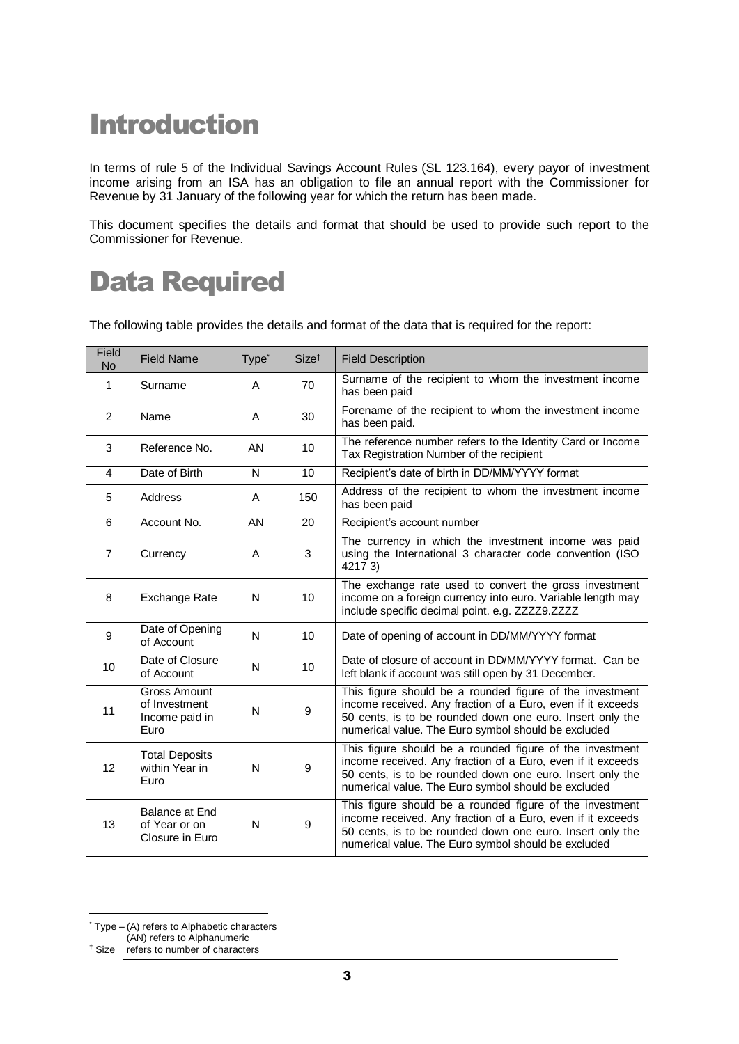# Introduction

In terms of rule 5 of the Individual Savings Account Rules (SL 123.164), every payor of investment income arising from an ISA has an obligation to file an annual report with the Commissioner for Revenue by 31 January of the following year for which the return has been made.

This document specifies the details and format that should be used to provide such report to the Commissioner for Revenue.

# Data Required

The following table provides the details and format of the data that is required for the report:

| Field No | Field Name | Type* | Size† | Field Description |
|---|---|---|---|---|
| 1 | Surname | A | 70 | Surname of the recipient to whom the investment income has been paid |
| 2 | Name | A | 30 | Forename of the recipient to whom the investment income has been paid. |
| 3 | Reference No. | AN | 10 | The reference number refers to the Identity Card or Income Tax Registration Number of the recipient |
| 4 | Date of Birth | N | 10 | Recipient's date of birth in DD/MM/YYYY format |
| 5 | Address | A | 150 | Address of the recipient to whom the investment income has been paid |
| 6 | Account No. | AN | 20 | Recipient's account number |
| 7 | Currency | A | 3 | The currency in which the investment income was paid using the International 3 character code convention (ISO 4217 3) |
| 8 | Exchange Rate | N | 10 | The exchange rate used to convert the gross investment income on a foreign currency into euro. Variable length may include specific decimal point. e.g. ZZZZ9.ZZZZ |
| 9 | Date of Opening of Account | N | 10 | Date of opening of account in DD/MM/YYYY format |
| 10 | Date of Closure of Account | N | 10 | Date of closure of account in DD/MM/YYYY format. Can be left blank if account was still open by 31 December. |
| 11 | Gross Amount of Investment Income paid in Euro | N | 9 | This figure should be a rounded figure of the investment income received. Any fraction of a Euro, even if it exceeds 50 cents, is to be rounded down one euro. Insert only the numerical value. The Euro symbol should be excluded |
| 12 | Total Deposits within Year in Euro | N | 9 | This figure should be a rounded figure of the investment income received. Any fraction of a Euro, even if it exceeds 50 cents, is to be rounded down one euro. Insert only the numerical value. The Euro symbol should be excluded |
| 13 | Balance at End of Year or on Closure in Euro | N | 9 | This figure should be a rounded figure of the investment income received. Any fraction of a Euro, even if it exceeds 50 cents, is to be rounded down one euro. Insert only the numerical value. The Euro symbol should be excluded |

\* Type – (A) refers to Alphabetic characters
(AN) refers to Alphanumeric

† Size refers to number of characters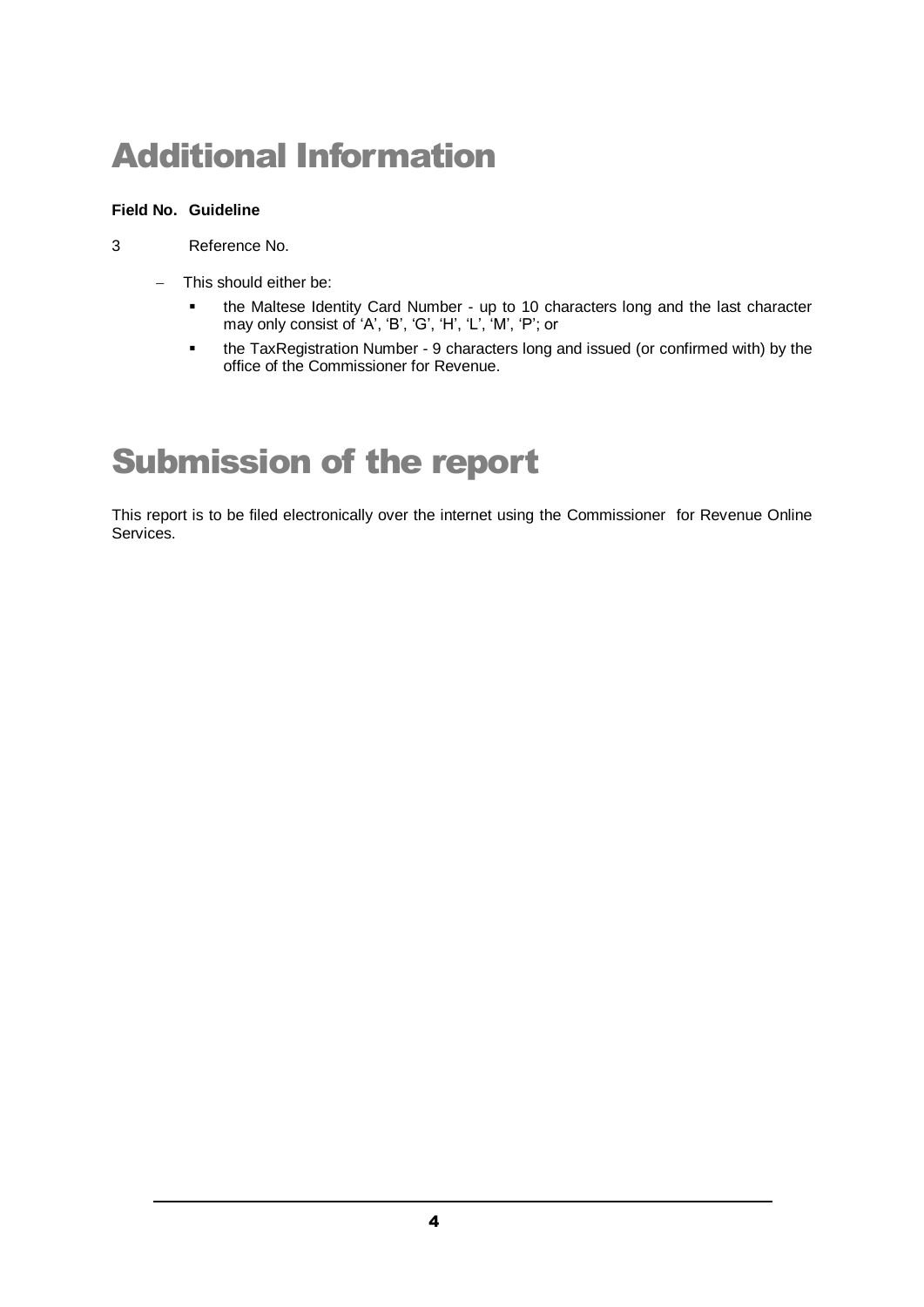# Additional Information

**Field No. Guideline**

3 Reference No.

- This should either be:
  - the Maltese Identity Card Number - up to 10 characters long and the last character may only consist of 'A', 'B', 'G', 'H', 'L', 'M', 'P'; or
  - the TaxRegistration Number - 9 characters long and issued (or confirmed with) by the office of the Commissioner for Revenue.

# Submission of the report

This report is to be filed electronically over the internet using the Commissioner for Revenue Online Services.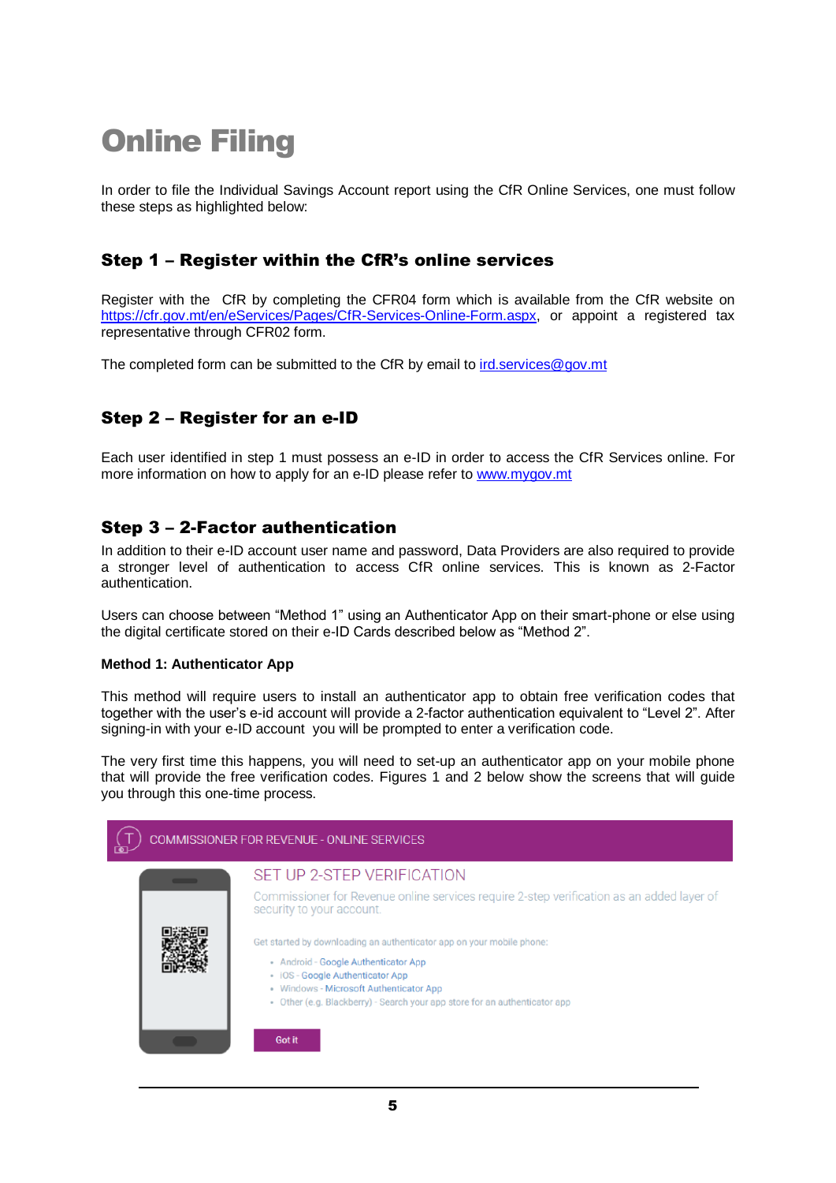# Online Filing

In order to file the Individual Savings Account report using the CfR Online Services, one must follow these steps as highlighted below:

## Step 1 – Register within the CfR's online services

Register with the CfR by completing the CFR04 form which is available from the CfR website on https://cfr.gov.mt/en/eServices/Pages/CfR-Services-Online-Form.aspx, or appoint a registered tax representative through CFR02 form.

The completed form can be submitted to the CfR by email to ird.services@gov.mt

## Step 2 – Register for an e-ID

Each user identified in step 1 must possess an e-ID in order to access the CfR Services online. For more information on how to apply for an e-ID please refer to www.mygov.mt

## Step 3 – 2-Factor authentication

In addition to their e-ID account user name and password, Data Providers are also required to provide a stronger level of authentication to access CfR online services. This is known as 2-Factor authentication.

Users can choose between "Method 1" using an Authenticator App on their smart-phone or else using the digital certificate stored on their e-ID Cards described below as "Method 2".

**Method 1: Authenticator App**

This method will require users to install an authenticator app to obtain free verification codes that together with the user's e-id account will provide a 2-factor authentication equivalent to "Level 2". After signing-in with your e-ID account you will be prompted to enter a verification code.

The very first time this happens, you will need to set-up an authenticator app on your mobile phone that will provide the free verification codes. Figures 1 and 2 below show the screens that will guide you through this one-time process.

COMMISSIONER FOR REVENUE - ONLINE SERVICES

SET UP 2-STEP VERIFICATION

Commissioner for Revenue online services require 2-step verification as an added layer of security to your account.

Get started by downloading an authenticator app on your mobile phone:

- Android - Google Authenticator App
- iOS - Google Authenticator App
- Windows - Microsoft Authenticator App
- Other (e.g. Blackberry) - Search your app store for an authenticator app

Got it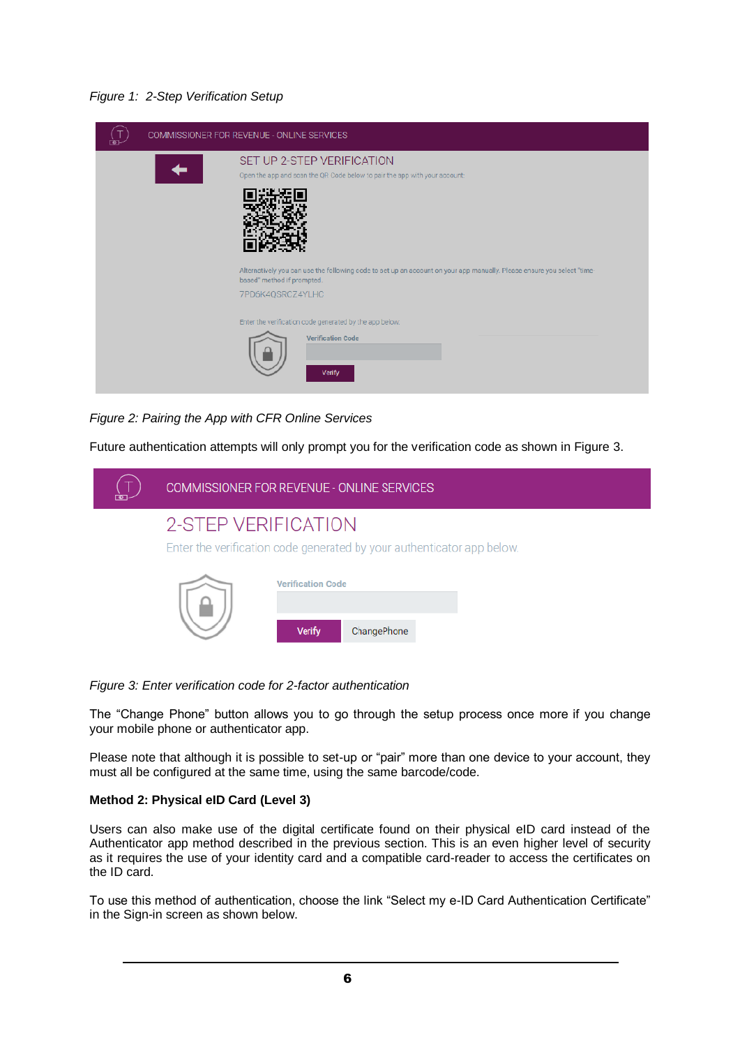*Figure 1: 2-Step Verification Setup*

*Figure 2: Pairing the App with CFR Online Services*

Future authentication attempts will only prompt you for the verification code as shown in Figure 3.

*Figure 3: Enter verification code for 2-factor authentication*

The "Change Phone" button allows you to go through the setup process once more if you change your mobile phone or authenticator app.

Please note that although it is possible to set-up or "pair" more than one device to your account, they must all be configured at the same time, using the same barcode/code.

**Method 2: Physical eID Card (Level 3)**

Users can also make use of the digital certificate found on their physical eID card instead of the Authenticator app method described in the previous section. This is an even higher level of security as it requires the use of your identity card and a compatible card-reader to access the certificates on the ID card.

To use this method of authentication, choose the link "Select my e-ID Card Authentication Certificate" in the Sign-in screen as shown below.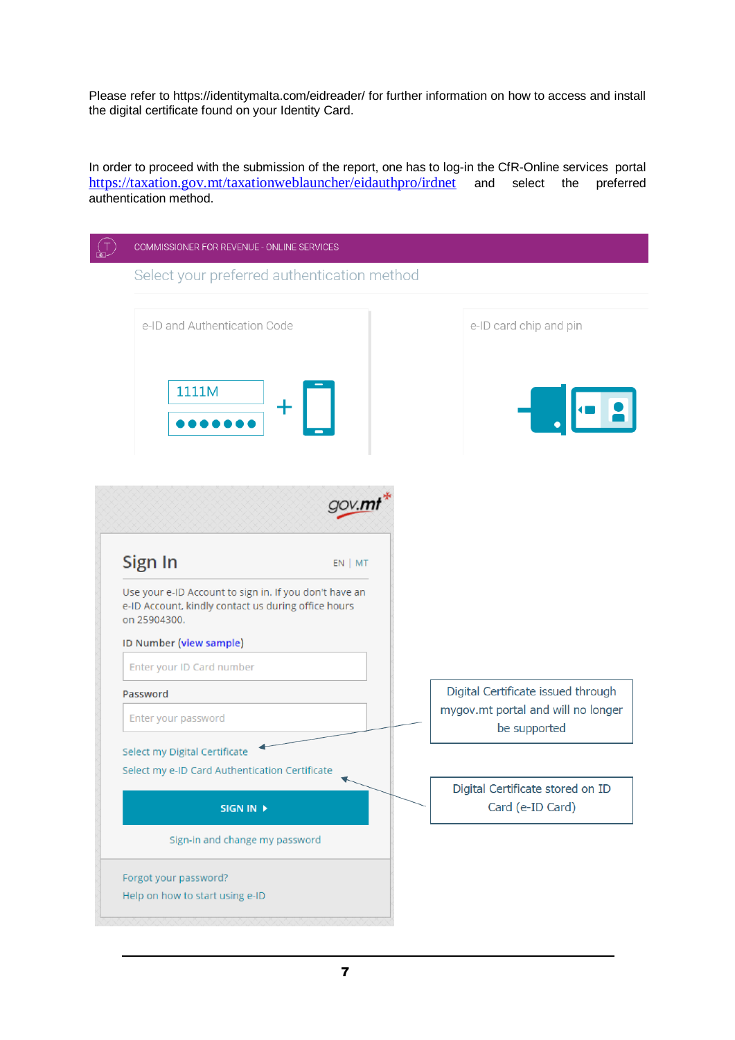Please refer to https://identitymalta.com/eidreader/ for further information on how to access and install the digital certificate found on your Identity Card.

In order to proceed with the submission of the report, one has to log-in the CfR-Online services portal https://taxation.gov.mt/taxationweblauncher/eidauthpro/irdnet and select the preferred authentication method.

COMMISSIONER FOR REVENUE - ONLINE SERVICES

Select your preferred authentication method

e-ID and Authentication Code

1111M

●●●●●●●

e-ID card chip and pin

gov.mt

Sign In

EN | MT

Use your e-ID Account to sign in. If you don't have an e-ID Account, kindly contact us during office hours on 25904300.

ID Number (view sample)

Enter your ID Card number

Password

Enter your password

Select my Digital Certificate

Select my e-ID Card Authentication Certificate

SIGN IN ▸

Sign-in and change my password

Forgot your password?

Help on how to start using e-ID

Digital Certificate issued through mygov.mt portal and will no longer be supported

Digital Certificate stored on ID Card (e-ID Card)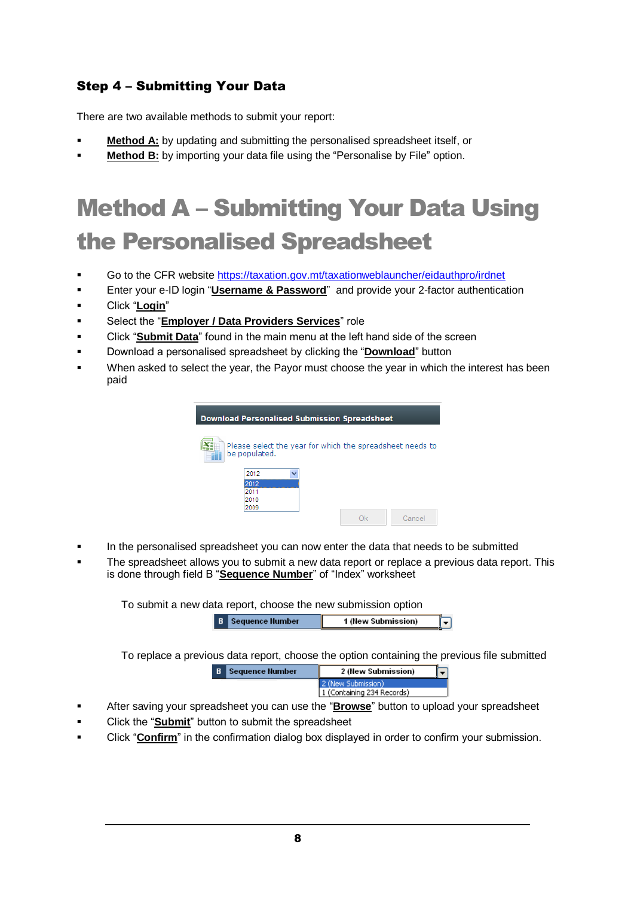### Step 4 – Submitting Your Data

There are two available methods to submit your report:

- **Method A:** by updating and submitting the personalised spreadsheet itself, or
- **Method B:** by importing your data file using the "Personalise by File" option.

# Method A – Submitting Your Data Using the Personalised Spreadsheet

- Go to the CFR website https://taxation.gov.mt/taxationweblauncher/eidauthpro/irdnet
- Enter your e-ID login "**Username & Password**" and provide your 2-factor authentication
- Click "**Login**"
- Select the "**Employer / Data Providers Services**" role
- Click "**Submit Data**" found in the main menu at the left hand side of the screen
- Download a personalised spreadsheet by clicking the "**Download**" button
- When asked to select the year, the Payor must choose the year in which the interest has been paid

Download Personalised Submission Spreadsheet

Please select the year for which the spreadsheet needs to be populated.

2012
2012
2011
2010
2009

Ok Cancel

- In the personalised spreadsheet you can now enter the data that needs to be submitted
- The spreadsheet allows you to submit a new data report or replace a previous data report. This is done through field B "**Sequence Number**" of "Index" worksheet

To submit a new data report, choose the new submission option

| B | Sequence Number | 1 (New Submission) |
|---|---|---|

To replace a previous data report, choose the option containing the previous file submitted

| B | Sequence Number | 2 (New Submission) |
|---|---|---|
| | | 2 (New Submission) |
| | | 1 (Containing 234 Records) |

- After saving your spreadsheet you can use the "**Browse**" button to upload your spreadsheet
- Click the "**Submit**" button to submit the spreadsheet
- Click "**Confirm**" in the confirmation dialog box displayed in order to confirm your submission.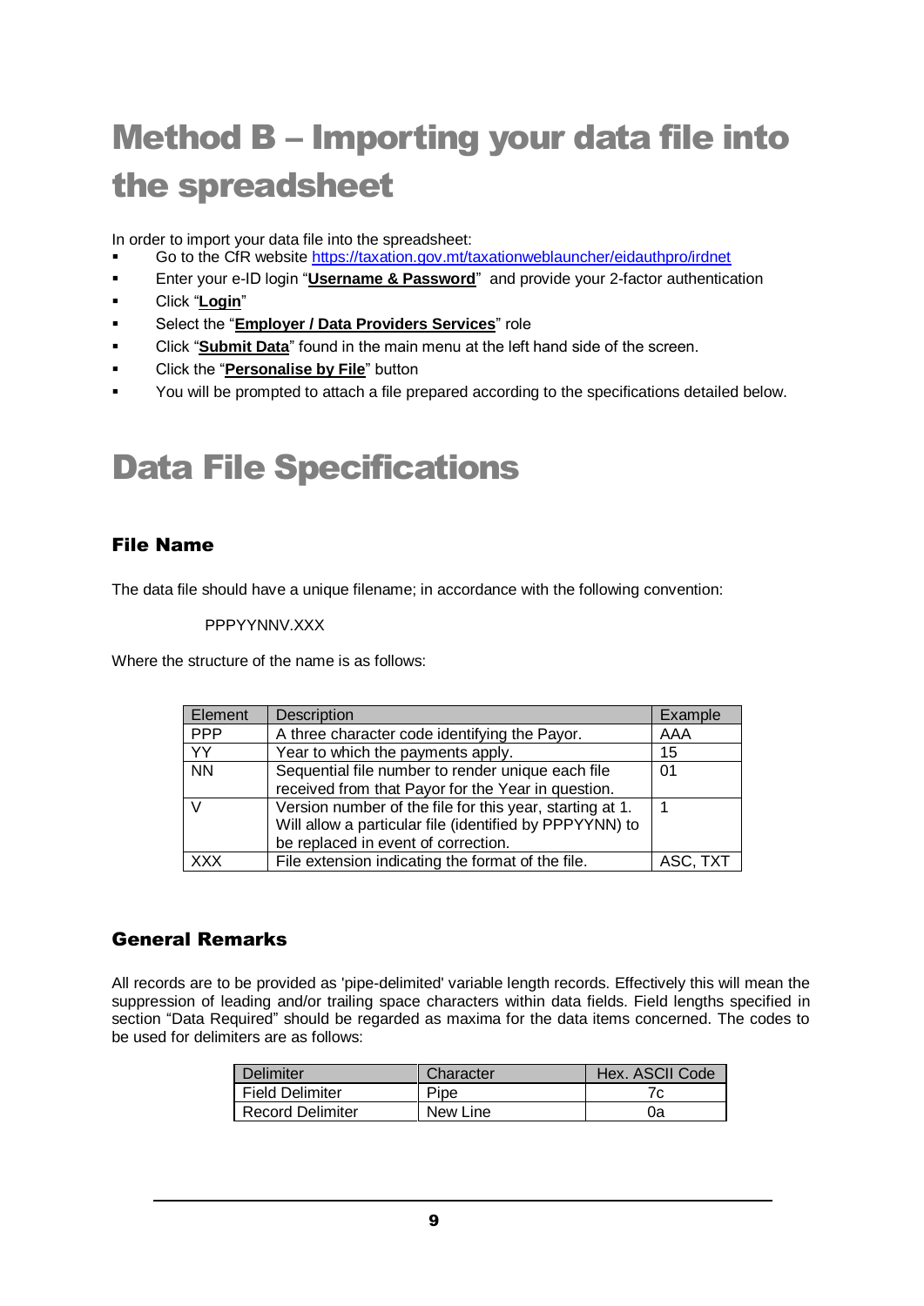# Method B – Importing your data file into the spreadsheet

In order to import your data file into the spreadsheet:

- Go to the CfR website https://taxation.gov.mt/taxationweblauncher/eidauthpro/irdnet
- Enter your e-ID login "**Username & Password**" and provide your 2-factor authentication
- Click "**Login**"
- Select the "**Employer / Data Providers Services**" role
- Click "**Submit Data**" found in the main menu at the left hand side of the screen.
- Click the "**Personalise by File**" button
- You will be prompted to attach a file prepared according to the specifications detailed below.

# Data File Specifications

### File Name

The data file should have a unique filename; in accordance with the following convention:

PPPYYNNV.XXX

Where the structure of the name is as follows:

| Element | Description | Example |
|---|---|---|
| PPP | A three character code identifying the Payor. | AAA |
| YY | Year to which the payments apply. | 15 |
| NN | Sequential file number to render unique each file received from that Payor for the Year in question. | 01 |
| V | Version number of the file for this year, starting at 1. Will allow a particular file (identified by PPPYYNN) to be replaced in event of correction. | 1 |
| XXX | File extension indicating the format of the file. | ASC, TXT |

### General Remarks

All records are to be provided as 'pipe-delimited' variable length records. Effectively this will mean the suppression of leading and/or trailing space characters within data fields. Field lengths specified in section "Data Required" should be regarded as maxima for the data items concerned. The codes to be used for delimiters are as follows:

| Delimiter | Character | Hex. ASCII Code |
|---|---|---|
| Field Delimiter | Pipe | 7c |
| Record Delimiter | New Line | 0a |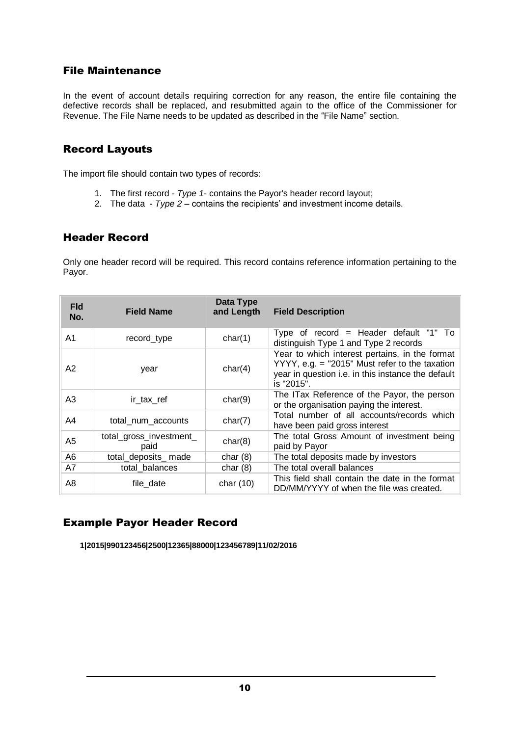## File Maintenance

In the event of account details requiring correction for any reason, the entire file containing the defective records shall be replaced, and resubmitted again to the office of the Commissioner for Revenue. The File Name needs to be updated as described in the "File Name" section.

## Record Layouts

The import file should contain two types of records:

1. The first record - *Type 1*- contains the Payor's header record layout;
2. The data - *Type 2* – contains the recipients' and investment income details.

## Header Record

Only one header record will be required. This record contains reference information pertaining to the Payor.

| Fld No. | Field Name | Data Type and Length | Field Description |
|---|---|---|---|
| A1 | record_type | char(1) | Type of record = Header default "1" To distinguish Type 1 and Type 2 records |
| A2 | year | char(4) | Year to which interest pertains, in the format YYYY, e.g. = "2015" Must refer to the taxation year in question i.e. in this instance the default is "2015". |
| A3 | ir_tax_ref | char(9) | The ITax Reference of the Payor, the person or the organisation paying the interest. |
| A4 | total_num_accounts | char(7) | Total number of all accounts/records which have been paid gross interest |
| A5 | total_gross_investment_paid | char(8) | The total Gross Amount of investment being paid by Payor |
| A6 | total_deposits_ made | char (8) | The total deposits made by investors |
| A7 | total_balances | char (8) | The total overall balances |
| A8 | file_date | char (10) | This field shall contain the date in the format DD/MM/YYYY of when the file was created. |

## Example Payor Header Record

**1|2015|990123456|2500|12365|88000|123456789|11/02/2016**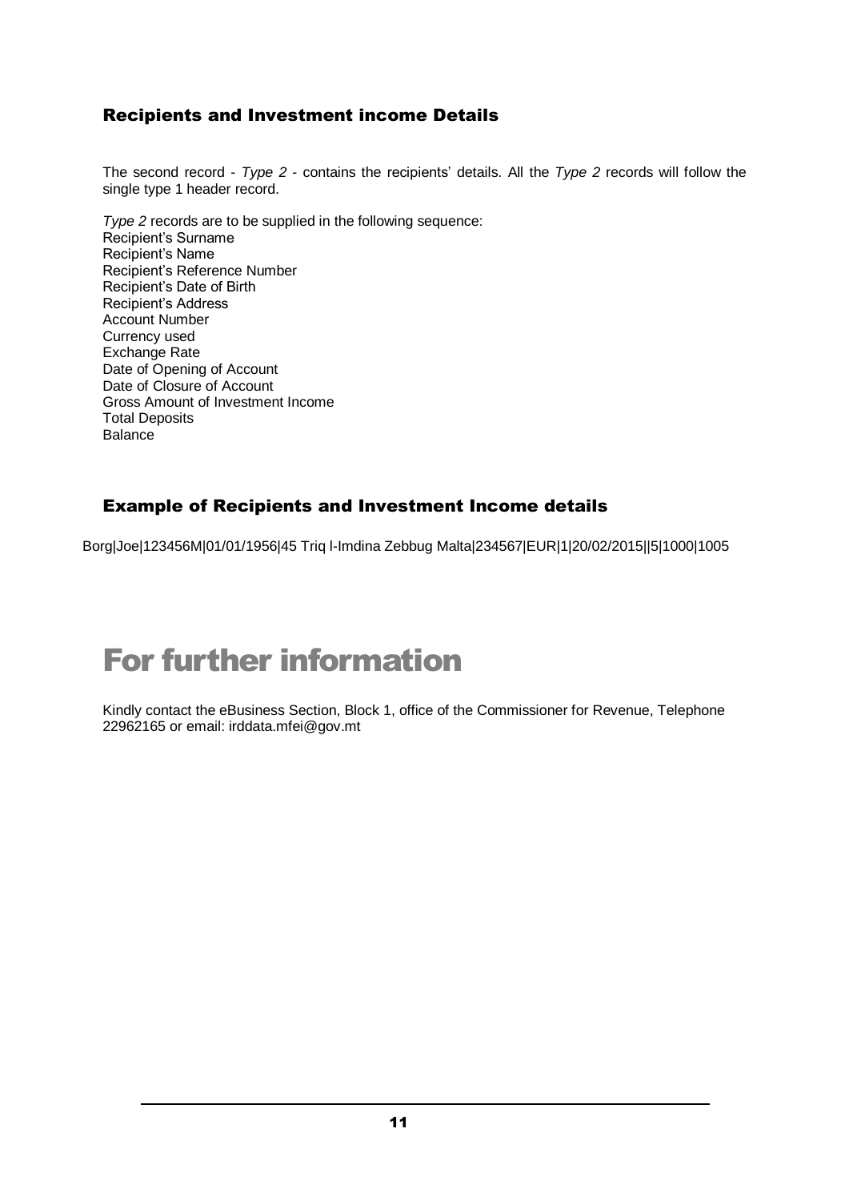### Recipients and Investment income Details

The second record - *Type 2* - contains the recipients' details. All the *Type 2* records will follow the single type 1 header record.

*Type 2* records are to be supplied in the following sequence:
Recipient's Surname
Recipient's Name
Recipient's Reference Number
Recipient's Date of Birth
Recipient's Address
Account Number
Currency used
Exchange Rate
Date of Opening of Account
Date of Closure of Account
Gross Amount of Investment Income
Total Deposits
Balance

### Example of Recipients and Investment Income details

Borg|Joe|123456M|01/01/1956|45 Triq l-Imdina Zebbug Malta|234567|EUR|1|20/02/2015||5|1000|1005

# For further information

Kindly contact the eBusiness Section, Block 1, office of the Commissioner for Revenue, Telephone 22962165 or email: irddata.mfei@gov.mt